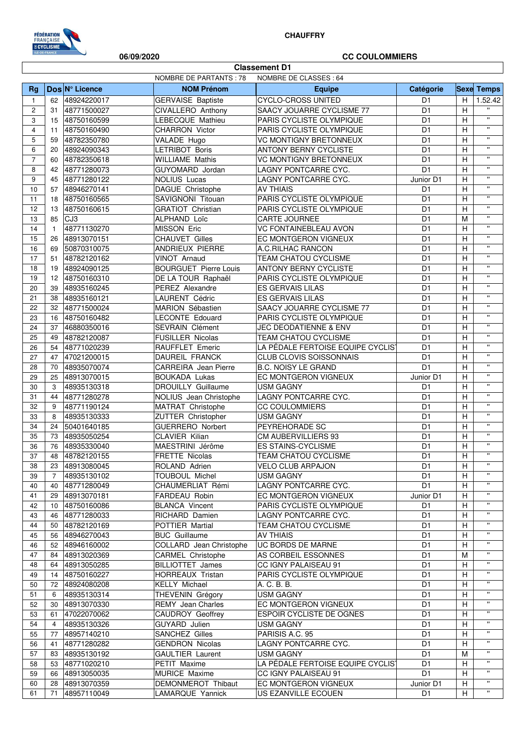**CHAUFFRY**

**06/09/2020** **CC COULOMMIERS**

**Classement D1**

NOMBRE DE PARTANTS : 78 NOMBRE DE CLASSES : 64

| Rg | Dos | N° Licence | NOM Prénom | Equipe | Catégorie | Sexe | Temps |
|---|---|---|---|---|---|---|---|
| 1 | 62 | 48924220017 | GERVAISE Baptiste | CYCLO-CROSS UNITED | D1 | H | 1.52.42 |
| 2 | 31 | 48771500027 | CIVALLERO Anthony | SAACY JOUARRE CYCLISME 77 | D1 | H | " |
| 3 | 15 | 48750160599 | LEBECQUE Mathieu | PARIS CYCLISTE OLYMPIQUE | D1 | H | " |
| 4 | 11 | 48750160490 | CHARRON Victor | PARIS CYCLISTE OLYMPIQUE | D1 | H | " |
| 5 | 59 | 48782350780 | VALADE Hugo | VC MONTIGNY BRETONNEUX | D1 | H | " |
| 6 | 20 | 48924090343 | LETRIBOT Boris | ANTONY BERNY CYCLISTE | D1 | H | " |
| 7 | 60 | 48782350618 | WILLIAME Mathis | VC MONTIGNY BRETONNEUX | D1 | H | " |
| 8 | 42 | 48771280073 | GUYOMARD Jordan | LAGNY PONTCARRE CYC. | D1 | H | " |
| 9 | 45 | 48771280122 | NOLIUS Lucas | LAGNY PONTCARRE CYC. | Junior D1 | H | " |
| 10 | 57 | 48946270141 | DAGUE Christophe | AV THIAIS | D1 | H | " |
| 11 | 18 | 48750160565 | SAVIGNONI Titouan | PARIS CYCLISTE OLYMPIQUE | D1 | H | " |
| 12 | 13 | 48750160615 | GRATIOT Christian | PARIS CYCLISTE OLYMPIQUE | D1 | H | " |
| 13 | 85 | CJ3 | ALPHAND Loïc | CARTE JOURNEE | D1 | M | " |
| 14 | 1 | 48771130270 | MISSON Eric | VC FONTAINEBLEAU AVON | D1 | H | " |
| 15 | 26 | 48913070151 | CHAUVET Gilles | EC MONTGERON VIGNEUX | D1 | H | " |
| 16 | 69 | 50870310075 | ANDRIEUX PIERRE | A.C.RILHAC RANCON | D1 | H | " |
| 17 | 51 | 48782120162 | VINOT Arnaud | TEAM CHATOU CYCLISME | D1 | H | " |
| 18 | 19 | 48924090125 | BOURGUET Pierre Louis | ANTONY BERNY CYCLISTE | D1 | H | " |
| 19 | 12 | 48750160310 | DE LA TOUR Raphaël | PARIS CYCLISTE OLYMPIQUE | D1 | H | " |
| 20 | 39 | 48935160245 | PEREZ Alexandre | ES GERVAIS LILAS | D1 | H | " |
| 21 | 38 | 48935160121 | LAURENT Cédric | ES GERVAIS LILAS | D1 | H | " |
| 22 | 32 | 48771500024 | MARION Sébastien | SAACY JOUARRE CYCLISME 77 | D1 | H | " |
| 23 | 16 | 48750160482 | LECONTE Edouard | PARIS CYCLISTE OLYMPIQUE | D1 | H | " |
| 24 | 37 | 46880350016 | SEVRAIN Clément | JEC DEODATIENNE & ENV | D1 | H | " |
| 25 | 49 | 48782120087 | FUSILLER Nicolas | TEAM CHATOU CYCLISME | D1 | H | " |
| 26 | 54 | 48771020239 | RAUFFLET Emeric | LA PÉDALE FERTOISE EQUIPE CYCLIS | D1 | H | " |
| 27 | 47 | 47021200015 | DAUREIL FRANCK | CLUB CLOVIS SOISSONNAIS | D1 | H | " |
| 28 | 70 | 48935070074 | CARREIRA Jean Pierre | B.C. NOISY LE GRAND | D1 | H | " |
| 29 | 25 | 48913070015 | BOUKADA Lukas | EC MONTGERON VIGNEUX | Junior D1 | H | " |
| 30 | 3 | 48935130318 | DROUILLY Guillaume | USM GAGNY | D1 | H | " |
| 31 | 44 | 48771280278 | NOLIUS Jean Christophe | LAGNY PONTCARRE CYC. | D1 | H | " |
| 32 | 9 | 48771190124 | MATRAT Christophe | CC COULOMMIERS | D1 | H | " |
| 33 | 8 | 48935130333 | ZUTTER Christopher | USM GAGNY | D1 | H | " |
| 34 | 24 | 50401640185 | GUERRERO Norbert | PEYREHORADE SC | D1 | H | " |
| 35 | 73 | 48935050254 | CLAVIER Kilian | CM AUBERVILLIERS 93 | D1 | H | " |
| 36 | 76 | 48935330040 | MAESTRINI Jérôme | ES STAINS-CYCLISME | D1 | H | " |
| 37 | 48 | 48782120155 | FRETTE Nicolas | TEAM CHATOU CYCLISME | D1 | H | " |
| 38 | 23 | 48913080045 | ROLAND Adrien | VELO CLUB ARPAJON | D1 | H | " |
| 39 | 7 | 48935130102 | TOUBOUL Michel | USM GAGNY | D1 | H | " |
| 40 | 40 | 48771280049 | CHAUMERLIAT Rémi | LAGNY PONTCARRE CYC. | D1 | H | " |
| 41 | 29 | 48913070181 | FARDEAU Robin | EC MONTGERON VIGNEUX | Junior D1 | H | " |
| 42 | 10 | 48750160086 | BLANCA Vincent | PARIS CYCLISTE OLYMPIQUE | D1 | H | " |
| 43 | 46 | 48771280033 | RICHARD Damien | LAGNY PONTCARRE CYC. | D1 | H | " |
| 44 | 50 | 48782120169 | POTTIER Martial | TEAM CHATOU CYCLISME | D1 | H | " |
| 45 | 56 | 48946270043 | BUC Guillaume | AV THIAIS | D1 | H | " |
| 46 | 52 | 48946160002 | COLLARD Jean Christophe | UC BORDS DE MARNE | D1 | H | " |
| 47 | 84 | 48913020369 | CARMEL Christophe | AS CORBEIL ESSONNES | D1 | M | " |
| 48 | 64 | 48913050285 | BILLIOTTET James | CC IGNY PALAISEAU 91 | D1 | H | " |
| 49 | 14 | 48750160227 | HORREAUX Tristan | PARIS CYCLISTE OLYMPIQUE | D1 | H | " |
| 50 | 72 | 48924080208 | KELLY Michael | A. C. B. B. | D1 | H | " |
| 51 | 6 | 48935130314 | THEVENIN Grégory | USM GAGNY | D1 | H | " |
| 52 | 30 | 48913070330 | REMY Jean Charles | EC MONTGERON VIGNEUX | D1 | H | " |
| 53 | 61 | 47022070062 | CAUDROY Geoffrey | ESPOIR CYCLISTE DE OGNES | D1 | H | " |
| 54 | 4 | 48935130326 | GUYARD Julien | USM GAGNY | D1 | H | " |
| 55 | 77 | 48957140210 | SANCHEZ Gilles | PARISIS A.C. 95 | D1 | H | " |
| 56 | 41 | 48771280282 | GENDRON Nicolas | LAGNY PONTCARRE CYC. | D1 | H | " |
| 57 | 83 | 48935130192 | GAULTIER Laurent | USM GAGNY | D1 | M | " |
| 58 | 53 | 48771020210 | PETIT Maxime | LA PÉDALE FERTOISE EQUIPE CYCLIS | D1 | H | " |
| 59 | 66 | 48913050035 | MURICE Maxime | CC IGNY PALAISEAU 91 | D1 | H | " |
| 60 | 28 | 48913070359 | DEMONMEROT Thibaut | EC MONTGERON VIGNEUX | Junior D1 | H | " |
| 61 | 71 | 48957110049 | LAMARQUE Yannick | US EZANVILLE ECOUEN | D1 | H | " |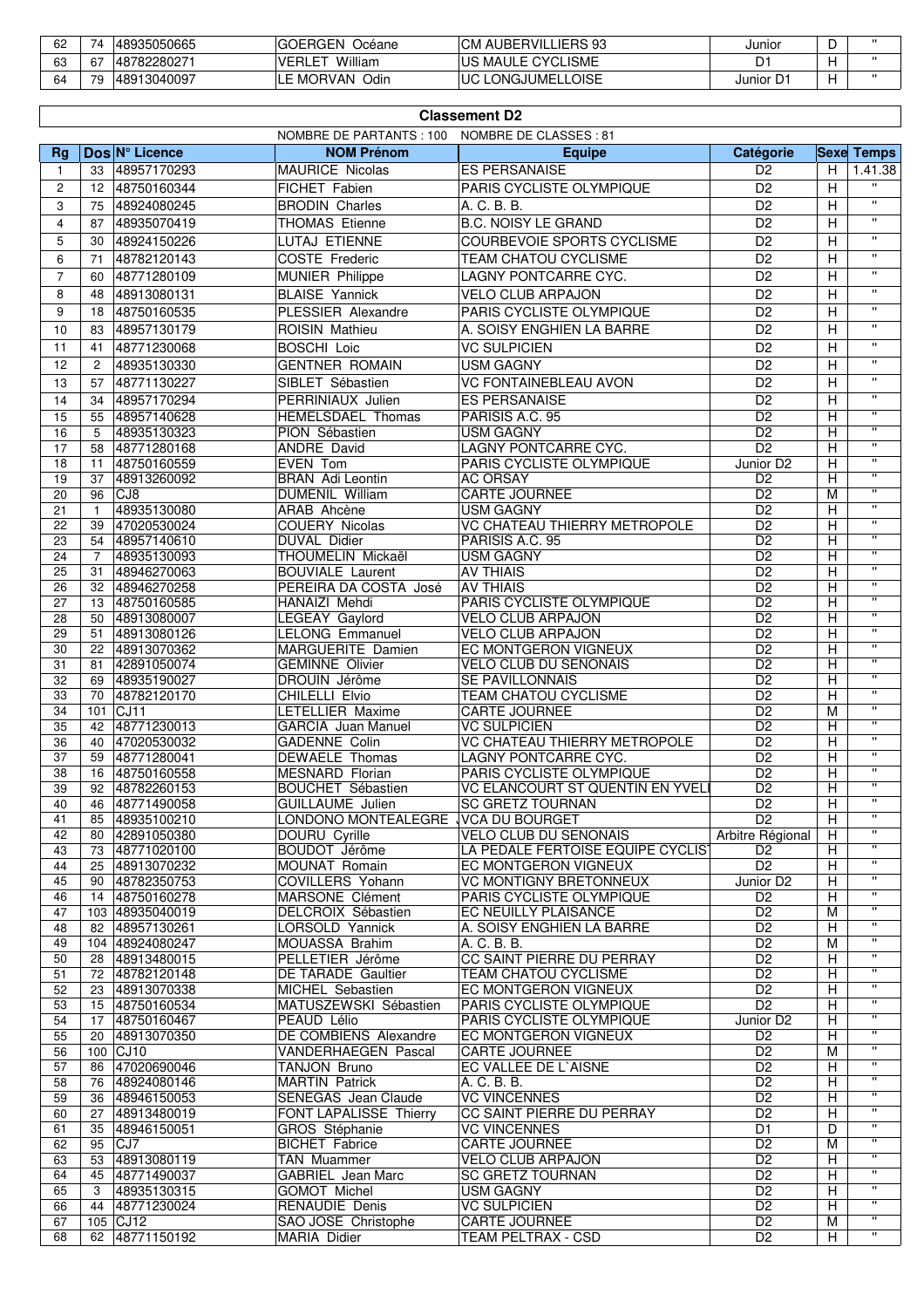| 62 | 74 | 48935050665 | GOERGEN Océane | CM AUBERVILLIERS 93 | Junior | D | " |
|---|---|---|---|---|---|---|---|
| 63 | 67 | 48782280271 | VERLET William | US MAULE CYCLISME | D1 | H | " |
| 64 | 79 | 48913040097 | LE MORVAN Odin | UC LONGJUMELLOISE | Junior D1 | H | " |

## Classement D2

NOMBRE DE PARTANTS : 100 NOMBRE DE CLASSES : 81

| Rg | Dos | N° Licence | NOM Prénom | Equipe | Catégorie | Sexe | Temps |
|---|---|---|---|---|---|---|---|
| 1 | 33 | 48957170293 | MAURICE Nicolas | ES PERSANAISE | D2 | H | 1.41.38 |
| 2 | 12 | 48750160344 | FICHET Fabien | PARIS CYCLISTE OLYMPIQUE | D2 | H | " |
| 3 | 75 | 48924080245 | BRODIN Charles | A. C. B. B. | D2 | H | " |
| 4 | 87 | 48935070419 | THOMAS Etienne | B.C. NOISY LE GRAND | D2 | H | " |
| 5 | 30 | 48924150226 | LUTAJ ETIENNE | COURBEVOIE SPORTS CYCLISME | D2 | H | " |
| 6 | 71 | 48782120143 | COSTE Frederic | TEAM CHATOU CYCLISME | D2 | H | " |
| 7 | 60 | 48771280109 | MUNIER Philippe | LAGNY PONTCARRE CYC. | D2 | H | " |
| 8 | 48 | 48913080131 | BLAISE Yannick | VELO CLUB ARPAJON | D2 | H | " |
| 9 | 18 | 48750160535 | PLESSIER Alexandre | PARIS CYCLISTE OLYMPIQUE | D2 | H | " |
| 10 | 83 | 48957130179 | ROISIN Mathieu | A. SOISY ENGHIEN LA BARRE | D2 | H | " |
| 11 | 41 | 48771230068 | BOSCHI Loic | VC SULPICIEN | D2 | H | " |
| 12 | 2 | 48935130330 | GENTNER ROMAIN | USM GAGNY | D2 | H | " |
| 13 | 57 | 48771130227 | SIBLET Sébastien | VC FONTAINEBLEAU AVON | D2 | H | " |
| 14 | 34 | 48957170294 | PERRINIAUX Julien | ES PERSANAISE | D2 | H | " |
| 15 | 55 | 48957140628 | HEMELSDAEL Thomas | PARISIS A.C. 95 | D2 | H | " |
| 16 | 5 | 48935130323 | PION Sébastien | USM GAGNY | D2 | H | " |
| 17 | 58 | 48771280168 | ANDRE David | LAGNY PONTCARRE CYC. | D2 | H | " |
| 18 | 11 | 48750160559 | EVEN Tom | PARIS CYCLISTE OLYMPIQUE | Junior D2 | H | " |
| 19 | 37 | 48913260092 | BRAN Adi Leontin | AC ORSAY | D2 | H | " |
| 20 | 96 | CJ8 | DUMENIL William | CARTE JOURNEE | D2 | M | " |
| 21 | 1 | 48935130080 | ARAB Ahcène | USM GAGNY | D2 | H | " |
| 22 | 39 | 47020530024 | COUERY Nicolas | VC CHATEAU THIERRY METROPOLE | D2 | H | " |
| 23 | 54 | 48957140610 | DUVAL Didier | PARISIS A.C. 95 | D2 | H | " |
| 24 | 7 | 48935130093 | THOUMELIN Mickaël | USM GAGNY | D2 | H | " |
| 25 | 31 | 48946270063 | BOUVIALE Laurent | AV THIAIS | D2 | H | " |
| 26 | 32 | 48946270258 | PEREIRA DA COSTA José | AV THIAIS | D2 | H | " |
| 27 | 13 | 48750160585 | HANAIZI Mehdi | PARIS CYCLISTE OLYMPIQUE | D2 | H | " |
| 28 | 50 | 48913080007 | LEGEAY Gaylord | VELO CLUB ARPAJON | D2 | H | " |
| 29 | 51 | 48913080126 | LELONG Emmanuel | VELO CLUB ARPAJON | D2 | H | " |
| 30 | 22 | 48913070362 | MARGUERITE Damien | EC MONTGERON VIGNEUX | D2 | H | " |
| 31 | 81 | 42891050074 | GEMINNE Olivier | VELO CLUB DU SENONAIS | D2 | H | " |
| 32 | 69 | 48935190027 | DROUIN Jérôme | SE PAVILLONNAIS | D2 | H | " |
| 33 | 70 | 48782120170 | CHILELLI Elvio | TEAM CHATOU CYCLISME | D2 | H | " |
| 34 | 101 | CJ11 | LETELLIER Maxime | CARTE JOURNEE | D2 | M | " |
| 35 | 42 | 48771230013 | GARCIA Juan Manuel | VC SULPICIEN | D2 | H | " |
| 36 | 40 | 47020530032 | GADENNE Colin | VC CHATEAU THIERRY METROPOLE | D2 | H | " |
| 37 | 59 | 48771280041 | DEWAELE Thomas | LAGNY PONTCARRE CYC. | D2 | H | " |
| 38 | 16 | 48750160558 | MESNARD Florian | PARIS CYCLISTE OLYMPIQUE | D2 | H | " |
| 39 | 92 | 48782260153 | BOUCHET Sébastien | VC ELANCOURT ST QUENTIN EN YVELI | D2 | H | " |
| 40 | 46 | 48771490058 | GUILLAUME Julien | SC GRETZ TOURNAN | D2 | H | " |
| 41 | 85 | 48935100210 | LONDONO MONTEALEGRE | VCA DU BOURGET | D2 | H | " |
| 42 | 80 | 42891050380 | DOURU Cyrille | VELO CLUB DU SENONAIS | Arbitre Régional | H | " |
| 43 | 73 | 48771020100 | BOUDOT Jérôme | LA PEDALE FERTOISE EQUIPE CYCLIS | D2 | H | " |
| 44 | 25 | 48913070232 | MOUNAT Romain | EC MONTGERON VIGNEUX | D2 | H | " |
| 45 | 90 | 48782350753 | COVILLERS Yohann | VC MONTIGNY BRETONNEUX | Junior D2 | H | " |
| 46 | 14 | 48750160278 | MARSONE Clément | PARIS CYCLISTE OLYMPIQUE | D2 | H | " |
| 47 | 103 | 48935040019 | DELCROIX Sébastien | EC NEUILLY PLAISANCE | D2 | M | " |
| 48 | 82 | 48957130261 | LORSOLD Yannick | A. SOISY ENGHIEN LA BARRE | D2 | H | " |
| 49 | 104 | 48924080247 | MOUASSA Brahim | A. C. B. B. | D2 | M | " |
| 50 | 28 | 48913480015 | PELLETIER Jérôme | CC SAINT PIERRE DU PERRAY | D2 | H | " |
| 51 | 72 | 48782120148 | DE TARADE Gaultier | TEAM CHATOU CYCLISME | D2 | H | " |
| 52 | 23 | 48913070338 | MICHEL Sebastien | EC MONTGERON VIGNEUX | D2 | H | " |
| 53 | 15 | 48750160534 | MATUSZEWSKI Sébastien | PARIS CYCLISTE OLYMPIQUE | D2 | H | " |
| 54 | 17 | 48750160467 | PEAUD Lélio | PARIS CYCLISTE OLYMPIQUE | Junior D2 | H | " |
| 55 | 20 | 48913070350 | DE COMBIENS Alexandre | EC MONTGERON VIGNEUX | D2 | H | " |
| 56 | 100 | CJ10 | VANDERHAEGEN Pascal | CARTE JOURNEE | D2 | M | " |
| 57 | 86 | 47020690046 | TANJON Bruno | EC VALLEE DE L`AISNE | D2 | H | " |
| 58 | 76 | 48924080146 | MARTIN Patrick | A. C. B. B. | D2 | H | " |
| 59 | 36 | 48946150053 | SENEGAS Jean Claude | VC VINCENNES | D2 | H | " |
| 60 | 27 | 48913480019 | FONT LAPALISSE Thierry | CC SAINT PIERRE DU PERRAY | D2 | H | " |
| 61 | 35 | 48946150051 | GROS Stéphanie | VC VINCENNES | D1 | D | " |
| 62 | 95 | CJ7 | BICHET Fabrice | CARTE JOURNEE | D2 | M | " |
| 63 | 53 | 48913080119 | TAN Muammer | VELO CLUB ARPAJON | D2 | H | " |
| 64 | 45 | 48771490037 | GABRIEL Jean Marc | SC GRETZ TOURNAN | D2 | H | " |
| 65 | 3 | 48935130315 | GOMOT Michel | USM GAGNY | D2 | H | " |
| 66 | 44 | 48771230024 | RENAUDIE Denis | VC SULPICIEN | D2 | H | " |
| 67 | 105 | CJ12 | SAO JOSE Christophe | CARTE JOURNEE | D2 | M | " |
| 68 | 62 | 48771150192 | MARIA Didier | TEAM PELTRAX - CSD | D2 | H | " |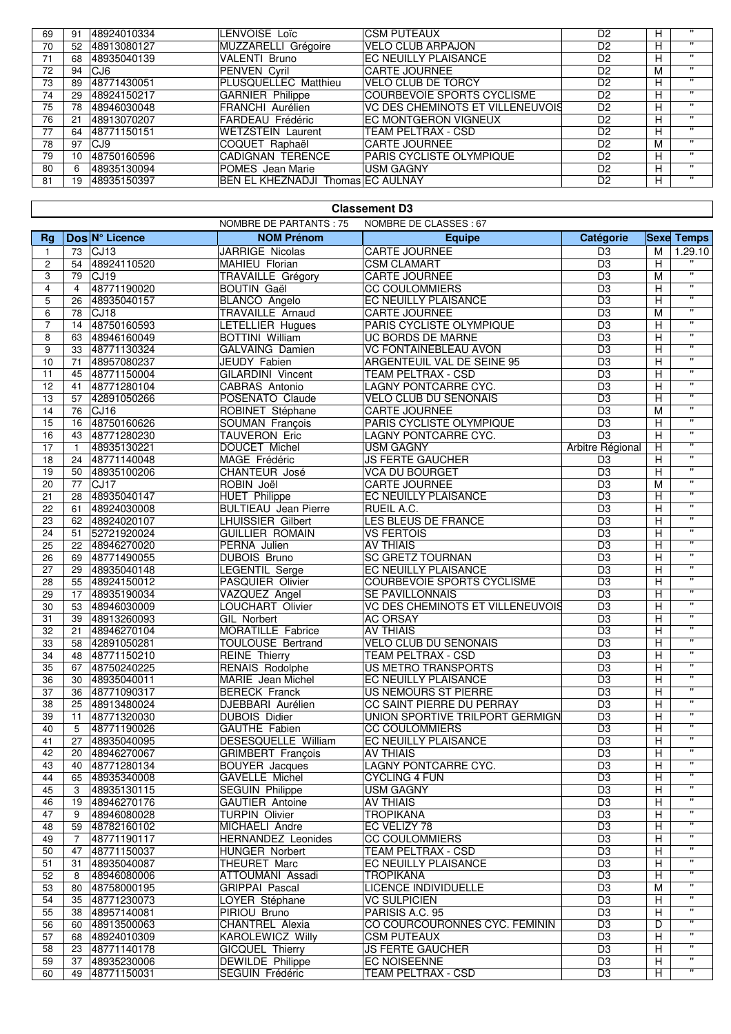| 69 | 91 | 48924010334 | LENVOISE Loïc | CSM PUTEAUX | D2 | H | " |
|---|---|---|---|---|---|---|---|
| 70 | 52 | 48913080127 | MUZZARELLI Grégoire | VELO CLUB ARPAJON | D2 | H | " |
| 71 | 68 | 48935040139 | VALENTI Bruno | EC NEUILLY PLAISANCE | D2 | H | " |
| 72 | 94 | CJ6 | PENVEN Cyril | CARTE JOURNEE | D2 | M | " |
| 73 | 89 | 48771430051 | PLUSQUELLEC Matthieu | VELO CLUB DE TORCY | D2 | H | " |
| 74 | 29 | 48924150217 | GARNIER Philippe | COURBEVOIE SPORTS CYCLISME | D2 | H | " |
| 75 | 78 | 48946030048 | FRANCHI Aurélien | VC DES CHEMINOTS ET VILLENEUVOIS | D2 | H | " |
| 76 | 21 | 48913070207 | FARDEAU Frédéric | EC MONTGERON VIGNEUX | D2 | H | " |
| 77 | 64 | 48771150151 | WETZSTEIN Laurent | TEAM PELTRAX - CSD | D2 | H | " |
| 78 | 97 | CJ9 | COQUET Raphaël | CARTE JOURNEE | D2 | M | " |
| 79 | 10 | 48750160596 | CADIGNAN TERENCE | PARIS CYCLISTE OLYMPIQUE | D2 | H | " |
| 80 | 6 | 48935130094 | POMES Jean Marie | USM GAGNY | D2 | H | " |
| 81 | 19 | 48935150397 | BEN EL KHEZNADJI Thomas | EC AULNAY | D2 | H | " |

## Classement D3

NOMBRE DE PARTANTS : 75 NOMBRE DE CLASSES : 67

| Rg | Dos | N° Licence | NOM Prénom | Equipe | Catégorie | Sexe | Temps |
|---|---|---|---|---|---|---|---|
| 1 | 73 | CJ13 | JARRIGE Nicolas | CARTE JOURNEE | D3 | M | 1.29.10 |
| 2 | 54 | 48924110520 | MAHIEU Florian | CSM CLAMART | D3 | H | " |
| 3 | 79 | CJ19 | TRAVAILLE Grégory | CARTE JOURNEE | D3 | M | " |
| 4 | 4 | 48771190020 | BOUTIN Gaël | CC COULOMMIERS | D3 | H | " |
| 5 | 26 | 48935040157 | BLANCO Angelo | EC NEUILLY PLAISANCE | D3 | H | " |
| 6 | 78 | CJ18 | TRAVAILLE Arnaud | CARTE JOURNEE | D3 | M | " |
| 7 | 14 | 48750160593 | LETELLIER Hugues | PARIS CYCLISTE OLYMPIQUE | D3 | H | " |
| 8 | 63 | 48946160049 | BOTTINI William | UC BORDS DE MARNE | D3 | H | " |
| 9 | 33 | 48771130324 | GALVAING Damien | VC FONTAINEBLEAU AVON | D3 | H | " |
| 10 | 71 | 48957080237 | JEUDY Fabien | ARGENTEUIL VAL DE SEINE 95 | D3 | H | " |
| 11 | 45 | 48771150004 | GILARDINI Vincent | TEAM PELTRAX - CSD | D3 | H | " |
| 12 | 41 | 48771280104 | CABRAS Antonio | LAGNY PONTCARRE CYC. | D3 | H | " |
| 13 | 57 | 42891050266 | POSENATO Claude | VELO CLUB DU SENONAIS | D3 | H | " |
| 14 | 76 | CJ16 | ROBINET Stéphane | CARTE JOURNEE | D3 | M | " |
| 15 | 16 | 48750160626 | SOUMAN François | PARIS CYCLISTE OLYMPIQUE | D3 | H | " |
| 16 | 43 | 48771280230 | TAUVERON Eric | LAGNY PONTCARRE CYC. | D3 | H | " |
| 17 | 1 | 48935130221 | DOUCET Michel | USM GAGNY | Arbitre Régional | H | " |
| 18 | 24 | 48771140048 | MAGE Frédéric | JS FERTE GAUCHER | D3 | H | " |
| 19 | 50 | 48935100206 | CHANTEUR José | VCA DU BOURGET | D3 | H | " |
| 20 | 77 | CJ17 | ROBIN Joël | CARTE JOURNEE | D3 | M | " |
| 21 | 28 | 48935040147 | HUET Philippe | EC NEUILLY PLAISANCE | D3 | H | " |
| 22 | 61 | 48924030008 | BULTIEAU Jean Pierre | RUEIL A.C. | D3 | H | " |
| 23 | 62 | 48924020107 | LHUISSIER Gilbert | LES BLEUS DE FRANCE | D3 | H | " |
| 24 | 51 | 52721920024 | GUILLIER ROMAIN | VS FERTOIS | D3 | H | " |
| 25 | 22 | 48946270020 | PERNA Julien | AV THIAIS | D3 | H | " |
| 26 | 69 | 48771490055 | DUBOIS Bruno | SC GRETZ TOURNAN | D3 | H | " |
| 27 | 29 | 48935040148 | LEGENTIL Serge | EC NEUILLY PLAISANCE | D3 | H | " |
| 28 | 55 | 48924150012 | PASQUIER Olivier | COURBEVOIE SPORTS CYCLISME | D3 | H | " |
| 29 | 17 | 48935190034 | VAZQUEZ Angel | SE PAVILLONNAIS | D3 | H | " |
| 30 | 53 | 48946030009 | LOUCHART Olivier | VC DES CHEMINOTS ET VILLENEUVOIS | D3 | H | " |
| 31 | 39 | 48913260093 | GIL Norbert | AC ORSAY | D3 | H | " |
| 32 | 21 | 48946270104 | MORATILLE Fabrice | AV THIAIS | D3 | H | " |
| 33 | 58 | 42891050281 | TOULOUSE Bertrand | VELO CLUB DU SENONAIS | D3 | H | " |
| 34 | 48 | 48771150210 | REINE Thierry | TEAM PELTRAX - CSD | D3 | H | " |
| 35 | 67 | 48750240225 | RENAIS Rodolphe | US METRO TRANSPORTS | D3 | H | " |
| 36 | 30 | 48935040011 | MARIE Jean Michel | EC NEUILLY PLAISANCE | D3 | H | " |
| 37 | 36 | 48771090317 | BERECK Franck | US NEMOURS ST PIERRE | D3 | H | " |
| 38 | 25 | 48913480024 | DJEBBARI Aurélien | CC SAINT PIERRE DU PERRAY | D3 | H | " |
| 39 | 11 | 48771320030 | DUBOIS Didier | UNION SPORTIVE TRILPORT GERMIGN | D3 | H | " |
| 40 | 5 | 48771190026 | GAUTHE Fabien | CC COULOMMIERS | D3 | H | " |
| 41 | 27 | 48935040095 | DESESQUELLE William | EC NEUILLY PLAISANCE | D3 | H | " |
| 42 | 20 | 48946270067 | GRIMBERT François | AV THIAIS | D3 | H | " |
| 43 | 40 | 48771280134 | BOUYER Jacques | LAGNY PONTCARRE CYC. | D3 | H | " |
| 44 | 65 | 48935340008 | GAVELLE Michel | CYCLING 4 FUN | D3 | H | " |
| 45 | 3 | 48935130115 | SEGUIN Philippe | USM GAGNY | D3 | H | " |
| 46 | 19 | 48946270176 | GAUTIER Antoine | AV THIAIS | D3 | H | " |
| 47 | 9 | 48946080028 | TURPIN Olivier | TROPIKANA | D3 | H | " |
| 48 | 59 | 48782160102 | MICHAELI Andre | EC VELIZY 78 | D3 | H | " |
| 49 | 7 | 48771190117 | HERNANDEZ Leonides | CC COULOMMIERS | D3 | H | " |
| 50 | 47 | 48771150037 | HUNGER Norbert | TEAM PELTRAX - CSD | D3 | H | " |
| 51 | 31 | 48935040087 | THEURET Marc | EC NEUILLY PLAISANCE | D3 | H | " |
| 52 | 8 | 48946080006 | ATTOUMANI Assadi | TROPIKANA | D3 | H | " |
| 53 | 80 | 48758000195 | GRIPPAI Pascal | LICENCE INDIVIDUELLE | D3 | M | " |
| 54 | 35 | 48771230073 | LOYER Stéphane | VC SULPICIEN | D3 | H | " |
| 55 | 38 | 48957140081 | PIRIOU Bruno | PARISIS A.C. 95 | D3 | H | " |
| 56 | 60 | 48913500063 | CHANTREL Alexia | CO COURCOURONNES CYC. FEMININ | D3 | D | " |
| 57 | 68 | 48924010309 | KAROLEWICZ Willy | CSM PUTEAUX | D3 | H | " |
| 58 | 23 | 48771140178 | GICQUEL Thierry | JS FERTE GAUCHER | D3 | H | " |
| 59 | 37 | 48935230006 | DEWILDE Philippe | EC NOISEENNE | D3 | H | " |
| 60 | 49 | 48771150031 | SEGUIN Frédéric | TEAM PELTRAX - CSD | D3 | H | " |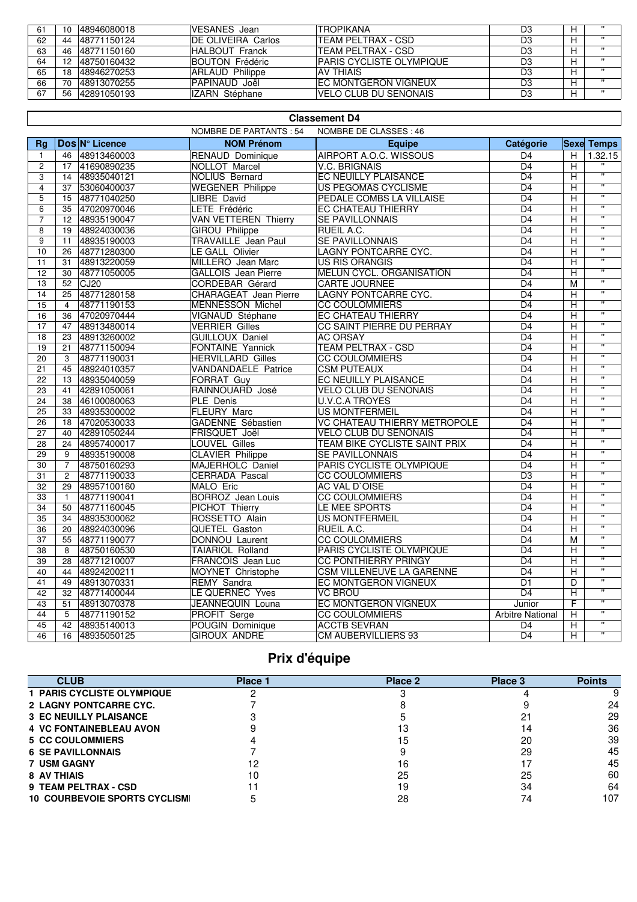| | | | | | | | |
|---|---|---|---|---|---|---|---|
| 61 | 10 | 48946080018 | VESANES Jean | TROPIKANA | D3 | H | " |
| 62 | 44 | 48771150124 | DE OLIVEIRA Carlos | TEAM PELTRAX - CSD | D3 | H | " |
| 63 | 46 | 48771150160 | HALBOUT Franck | TEAM PELTRAX - CSD | D3 | H | " |
| 64 | 12 | 48750160432 | BOUTON Frédéric | PARIS CYCLISTE OLYMPIQUE | D3 | H | " |
| 65 | 18 | 48946270253 | ARLAUD Philippe | AV THIAIS | D3 | H | " |
| 66 | 70 | 48913070255 | PAPINAUD Joël | EC MONTGERON VIGNEUX | D3 | H | " |
| 67 | 56 | 42891050193 | IZARN Stéphane | VELO CLUB DU SENONAIS | D3 | H | " |

## Classement D4

NOMBRE DE PARTANTS : 54 NOMBRE DE CLASSES : 46

| Rg | Dos | N° Licence | NOM Prénom | Equipe | Catégorie | Sexe | Temps |
|---|---|---|---|---|---|---|---|
| 1 | 46 | 48913460003 | RENAUD Dominique | AIRPORT A.O.C. WISSOUS | D4 | H | 1.32.15 |
| 2 | 17 | 41690890235 | NOLLOT Marcel | V.C. BRIGNAIS | D4 | H | " |
| 3 | 14 | 48935040121 | NOLIUS Bernard | EC NEUILLY PLAISANCE | D4 | H | " |
| 4 | 37 | 53060400037 | WEGENER Philippe | US PEGOMAS CYCLISME | D4 | H | " |
| 5 | 15 | 48771040250 | LIBRE David | PEDALE COMBS LA VILLAISE | D4 | H | " |
| 6 | 35 | 47020970046 | LETE Frédéric | EC CHATEAU THIERRY | D4 | H | " |
| 7 | 12 | 48935190047 | VAN VETTEREN Thierry | SE PAVILLONNAIS | D4 | H | " |
| 8 | 19 | 48924030036 | GIROU Philippe | RUEIL A.C. | D4 | H | " |
| 9 | 11 | 48935190003 | TRAVAILLE Jean Paul | SE PAVILLONNAIS | D4 | H | " |
| 10 | 26 | 48771280300 | LE GALL Olivier | LAGNY PONTCARRE CYC. | D4 | H | " |
| 11 | 31 | 48913220059 | MILLERO Jean Marc | US RIS ORANGIS | D4 | H | " |
| 12 | 30 | 48771050005 | GALLOIS Jean Pierre | MELUN CYCL. ORGANISATION | D4 | H | " |
| 13 | 52 | CJ20 | CORDEBAR Gérard | CARTE JOURNEE | D4 | M | " |
| 14 | 25 | 48771280158 | CHARAGEAT Jean Pierre | LAGNY PONTCARRE CYC. | D4 | H | " |
| 15 | 4 | 48771190153 | MENNESSON Michel | CC COULOMMIERS | D4 | H | " |
| 16 | 36 | 47020970444 | VIGNAUD Stéphane | EC CHATEAU THIERRY | D4 | H | " |
| 17 | 47 | 48913480014 | VERRIER Gilles | CC SAINT PIERRE DU PERRAY | D4 | H | " |
| 18 | 23 | 48913260002 | GUILLOUX Daniel | AC ORSAY | D4 | H | " |
| 19 | 21 | 48771150094 | FONTAINE Yannick | TEAM PELTRAX - CSD | D4 | H | " |
| 20 | 3 | 48771190031 | HERVILLARD Gilles | CC COULOMMIERS | D4 | H | " |
| 21 | 45 | 48924010357 | VANDANDAELE Patrice | CSM PUTEAUX | D4 | H | " |
| 22 | 13 | 48935040059 | FORRAT Guy | EC NEUILLY PLAISANCE | D4 | H | " |
| 23 | 41 | 42891050061 | RAINNOUARD José | VELO CLUB DU SENONAIS | D4 | H | " |
| 24 | 38 | 46100080063 | PLE Denis | U.V.C.A TROYES | D4 | H | " |
| 25 | 33 | 48935300002 | FLEURY Marc | US MONTFERMEIL | D4 | H | " |
| 26 | 18 | 47020530033 | GADENNE Sébastien | VC CHATEAU THIERRY METROPOLE | D4 | H | " |
| 27 | 40 | 42891050244 | FRISQUET Joël | VELO CLUB DU SENONAIS | D4 | H | " |
| 28 | 24 | 48957400017 | LOUVEL Gilles | TEAM BIKE CYCLISTE SAINT PRIX | D4 | H | " |
| 29 | 9 | 48935190008 | CLAVIER Philippe | SE PAVILLONNAIS | D4 | H | " |
| 30 | 7 | 48750160293 | MAJERHOLC Daniel | PARIS CYCLISTE OLYMPIQUE | D4 | H | " |
| 31 | 2 | 48771190033 | CERRADA Pascal | CC COULOMMIERS | D3 | H | " |
| 32 | 29 | 48957100160 | MALO Eric | AC VAL D`OISE | D4 | H | " |
| 33 | 1 | 48771190041 | BORROZ Jean Louis | CC COULOMMIERS | D4 | H | " |
| 34 | 50 | 48771160045 | PICHOT Thierry | LE MEE SPORTS | D4 | H | " |
| 35 | 34 | 48935300062 | ROSSETTO Alain | US MONTFERMEIL | D4 | H | " |
| 36 | 20 | 48924030096 | QUETEL Gaston | RUEIL A.C. | D4 | H | " |
| 37 | 55 | 48771190077 | DONNOU Laurent | CC COULOMMIERS | D4 | M | " |
| 38 | 8 | 48750160530 | TAIARIOL Rolland | PARIS CYCLISTE OLYMPIQUE | D4 | H | " |
| 39 | 28 | 48771210007 | FRANCOIS Jean Luc | CC PONTHIERRY PRINGY | D4 | H | " |
| 40 | 44 | 48924200211 | MOYNET Christophe | CSM VILLENEUVE LA GARENNE | D4 | H | " |
| 41 | 49 | 48913070331 | REMY Sandra | EC MONTGERON VIGNEUX | D1 | D | " |
| 42 | 32 | 48771400044 | LE QUERNEC Yves | VC BROU | D4 | H | " |
| 43 | 51 | 48913070378 | JEANNEQUIN Louna | EC MONTGERON VIGNEUX | Junior | F | " |
| 44 | 5 | 48771190152 | PROFIT Serge | CC COULOMMIERS | Arbitre National | H | " |
| 45 | 42 | 48935140013 | POUGIN Dominique | ACCTB SEVRAN | D4 | H | " |
| 46 | 16 | 48935050125 | GIROUX ANDRE | CM AUBERVILLIERS 93 | D4 | H | " |

## Prix d'équipe

| CLUB | Place 1 | Place 2 | Place 3 | Points |
|---|---|---|---|---|
| **1 PARIS CYCLISTE OLYMPIQUE** | 2 | 3 | 4 | 9 |
| **2 LAGNY PONTCARRE CYC.** | 7 | 8 | 9 | 24 |
| **3 EC NEUILLY PLAISANCE** | 3 | 5 | 21 | 29 |
| **4 VC FONTAINEBLEAU AVON** | 9 | 13 | 14 | 36 |
| **5 CC COULOMMIERS** | 4 | 15 | 20 | 39 |
| **6 SE PAVILLONNAIS** | 7 | 9 | 29 | 45 |
| **7 USM GAGNY** | 12 | 16 | 17 | 45 |
| **8 AV THIAIS** | 10 | 25 | 25 | 60 |
| **9 TEAM PELTRAX - CSD** | 11 | 19 | 34 | 64 |
| **10 COURBEVOIE SPORTS CYCLISMI** | 5 | 28 | 74 | 107 |